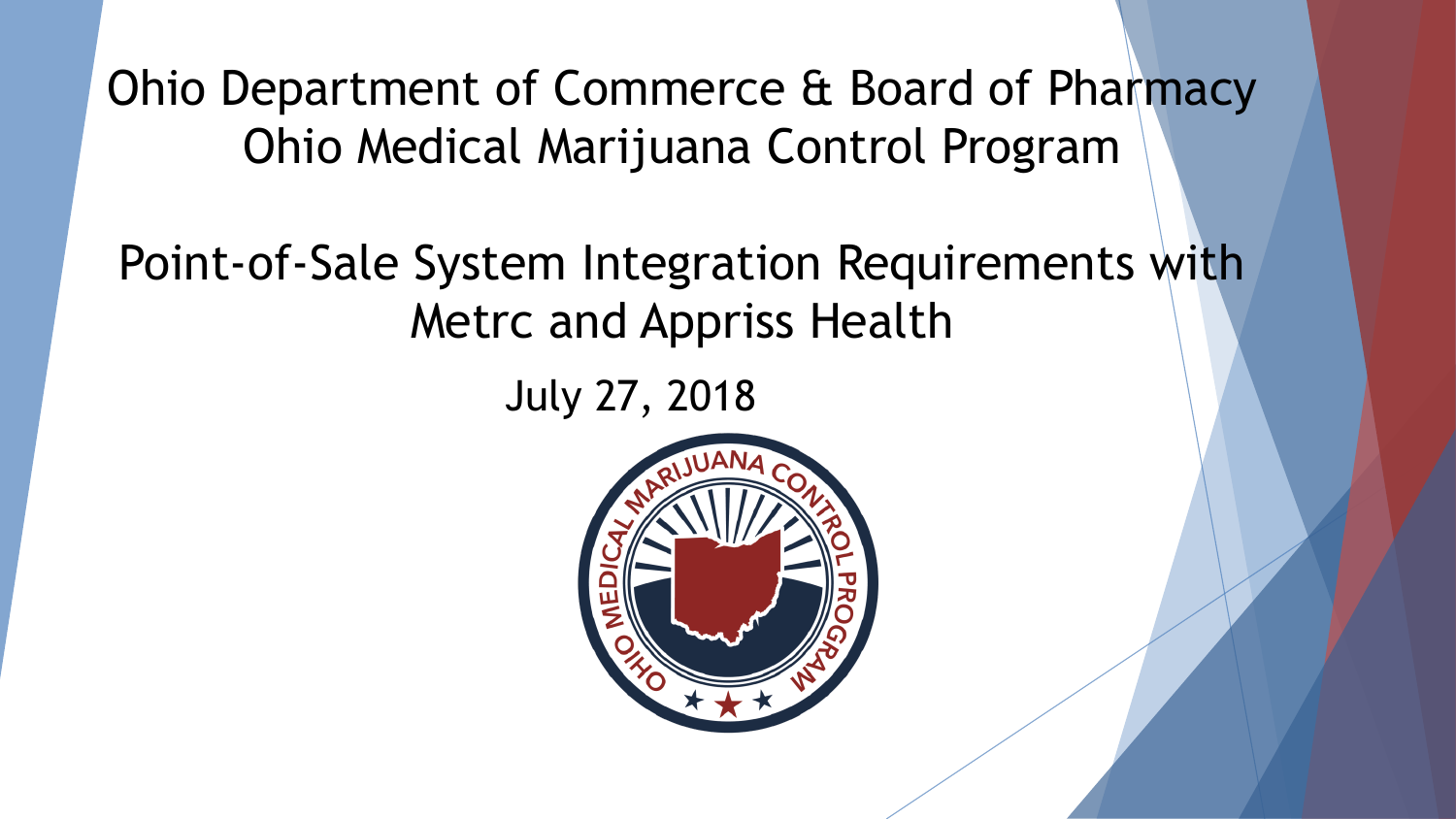# Ohio Department of Commerce & Board of Pharmacy
# Ohio Medical Marijuana Control Program

## Point-of-Sale System Integration Requirements with Metrc and Appriss Health

July 27, 2018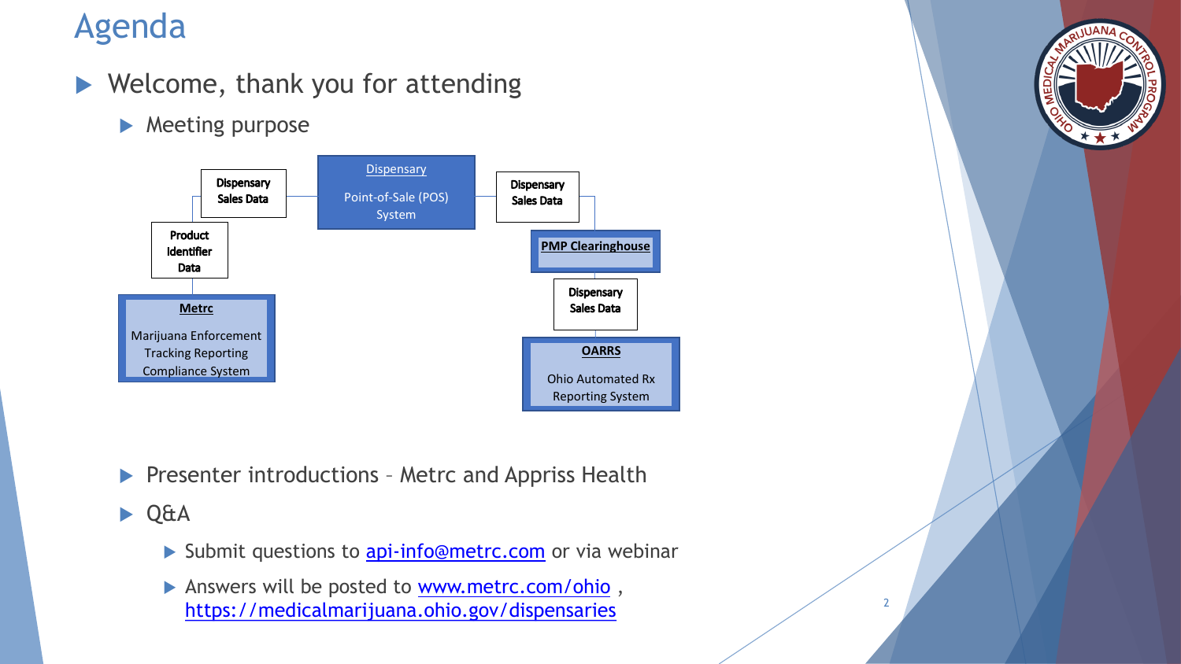# Agenda

- Welcome, thank you for attending
  - Meeting purpose

Dispensary

Point-of-Sale (POS) System

Dispensary Sales Data

Product Identifier Data

Metrc

Marijuana Enforcement Tracking Reporting Compliance System

Dispensary Sales Data

PMP Clearinghouse

Dispensary Sales Data

OARRS

Ohio Automated Rx Reporting System

- Presenter introductions – Metrc and Appriss Health
- Q&A
  - Submit questions to api-info@metrc.com or via webinar
  - Answers will be posted to www.metrc.com/ohio , https://medicalmarijuana.ohio.gov/dispensaries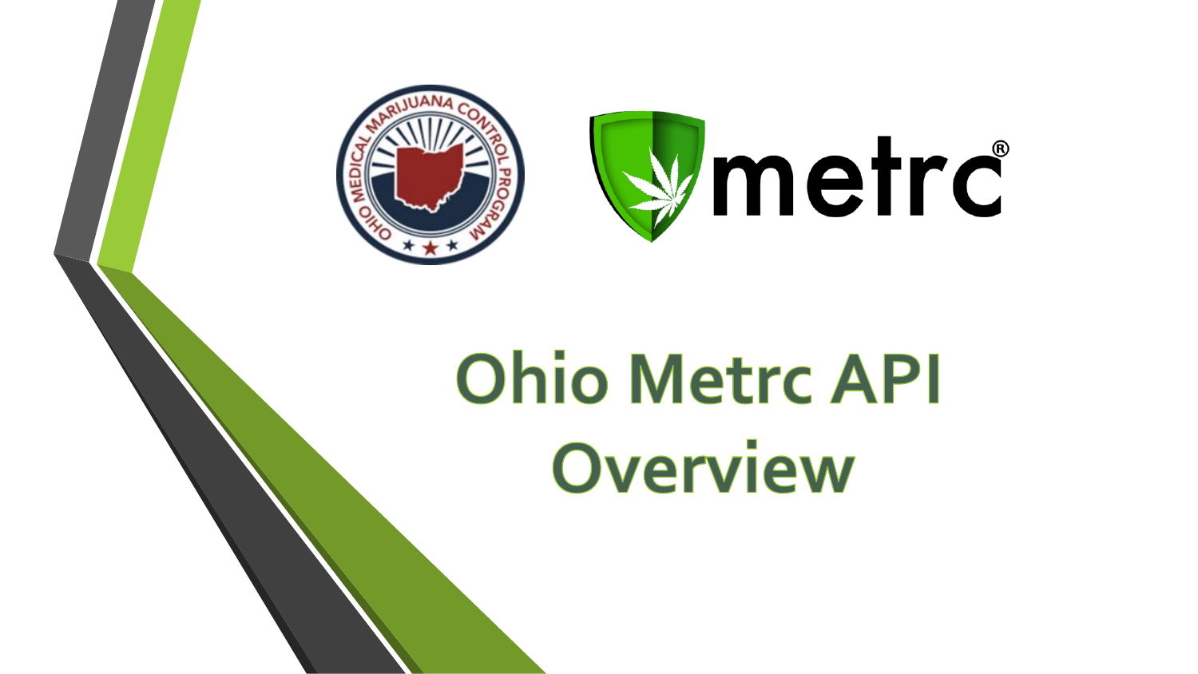# Ohio Metrc API Overview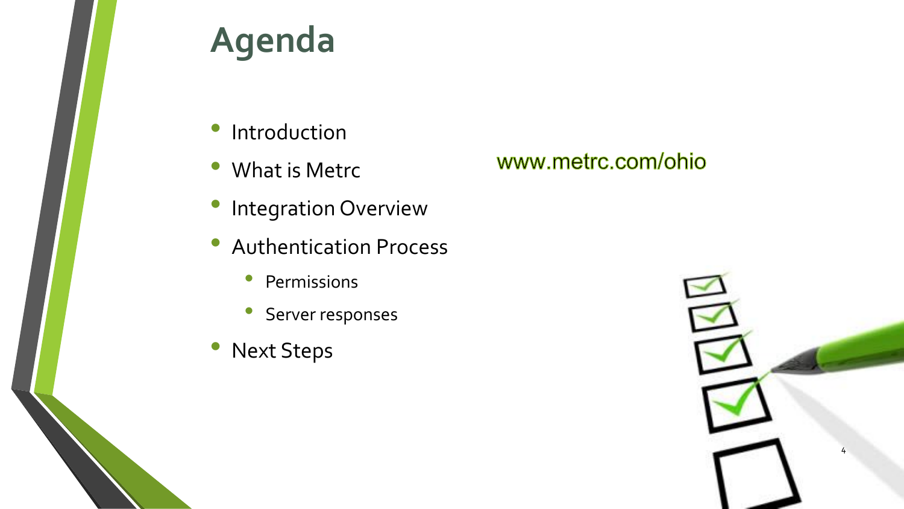# Agenda

- Introduction
- What is Metrc
- Integration Overview
- Authentication Process
  - Permissions
  - Server responses
- Next Steps

www.metrc.com/ohio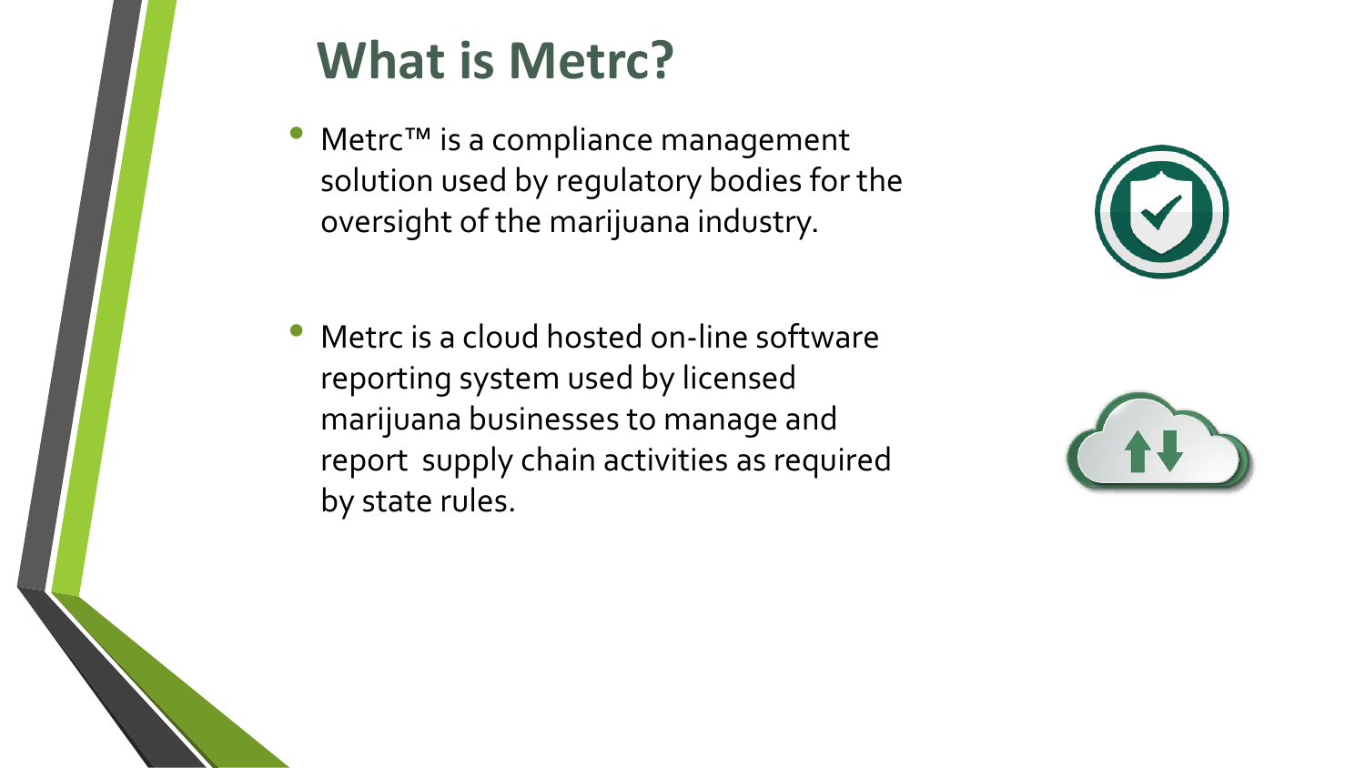# What is Metrc?

- Metrc™ is a compliance management solution used by regulatory bodies for the oversight of the marijuana industry.

- Metrc is a cloud hosted on-line software reporting system used by licensed marijuana businesses to manage and report supply chain activities as required by state rules.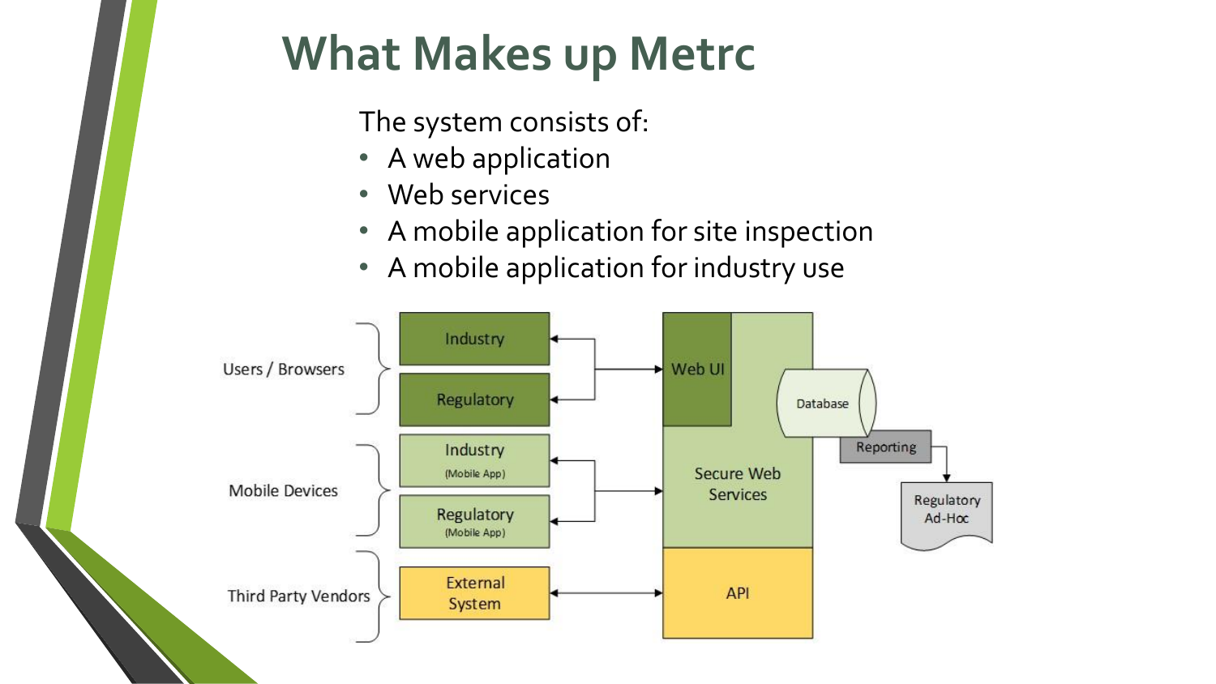# What Makes up Metrc

The system consists of:

- A web application
- Web services
- A mobile application for site inspection
- A mobile application for industry use

Users / Browsers

Industry

Regulatory

Mobile Devices

Industry (Mobile App)

Regulatory (Mobile App)

Third Party Vendors

External System

Web UI

Database

Secure Web Services

API

Reporting

Regulatory Ad-Hoc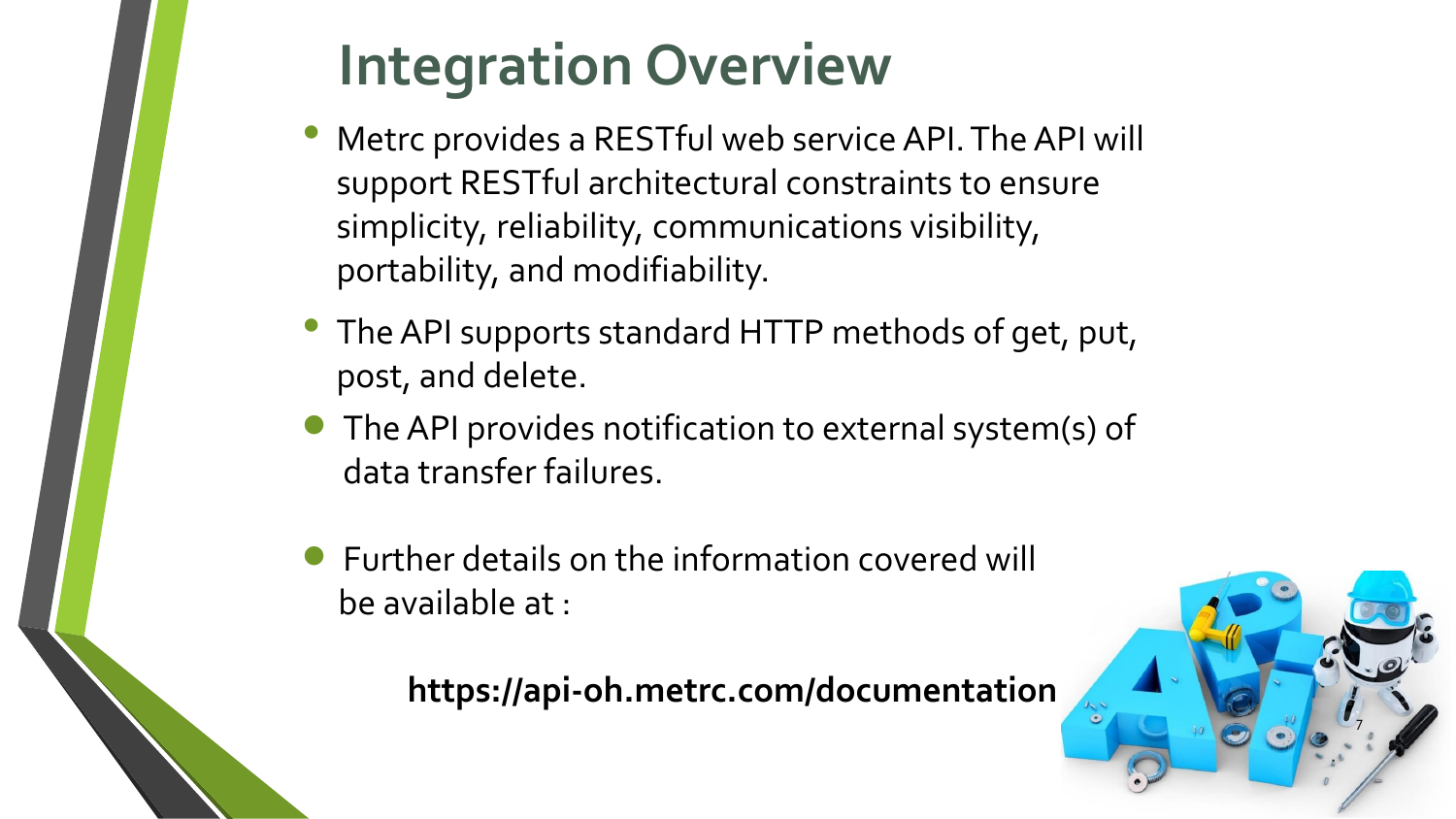# Integration Overview

- Metrc provides a RESTful web service API. The API will support RESTful architectural constraints to ensure simplicity, reliability, communications visibility, portability, and modifiability.
- The API supports standard HTTP methods of get, put, post, and delete.
- The API provides notification to external system(s) of data transfer failures.
- Further details on the information covered will be available at :

**https://api-oh.metrc.com/documentation**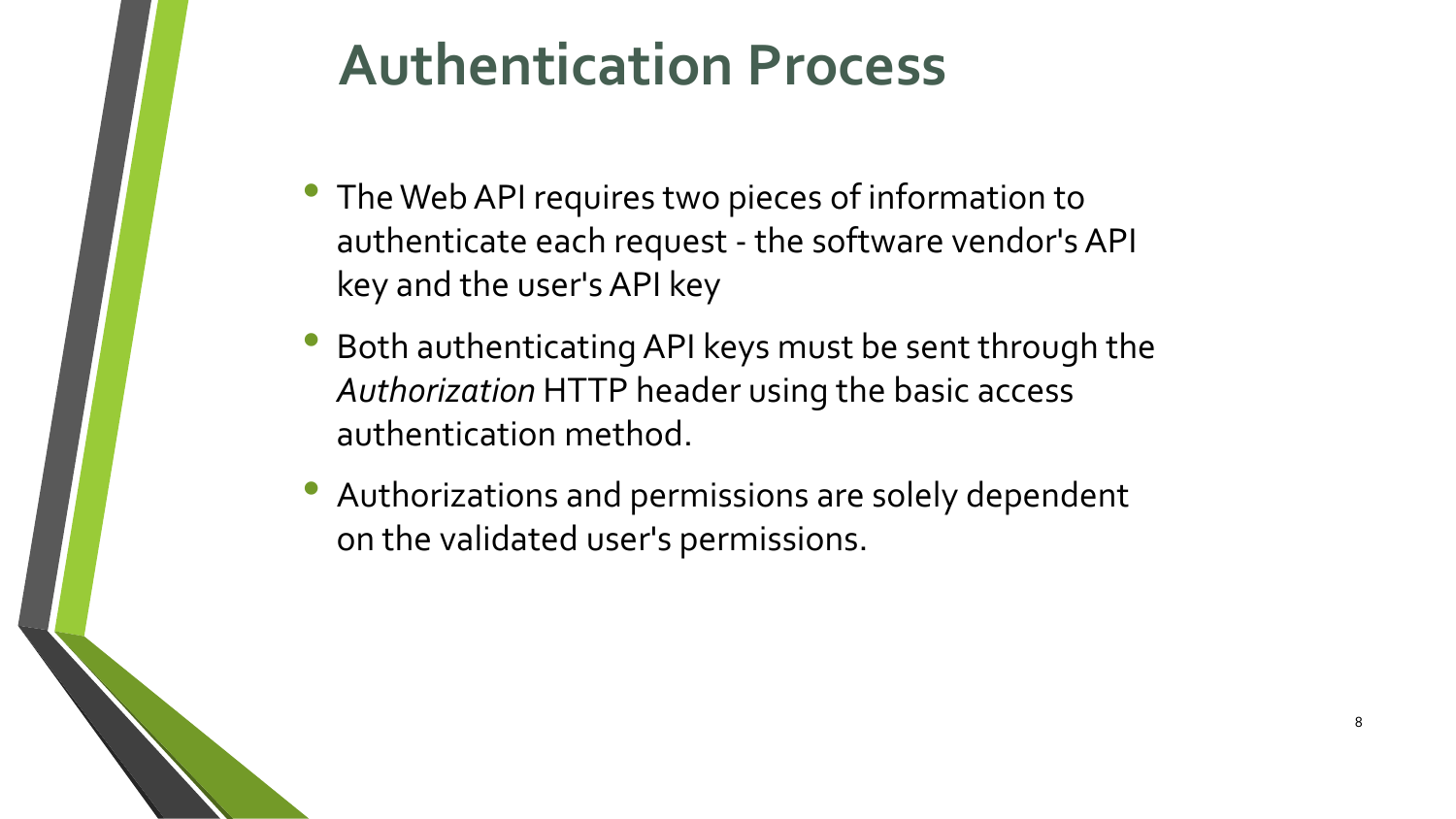# Authentication Process

- The Web API requires two pieces of information to authenticate each request - the software vendor's API key and the user's API key
- Both authenticating API keys must be sent through the *Authorization* HTTP header using the basic access authentication method.
- Authorizations and permissions are solely dependent on the validated user's permissions.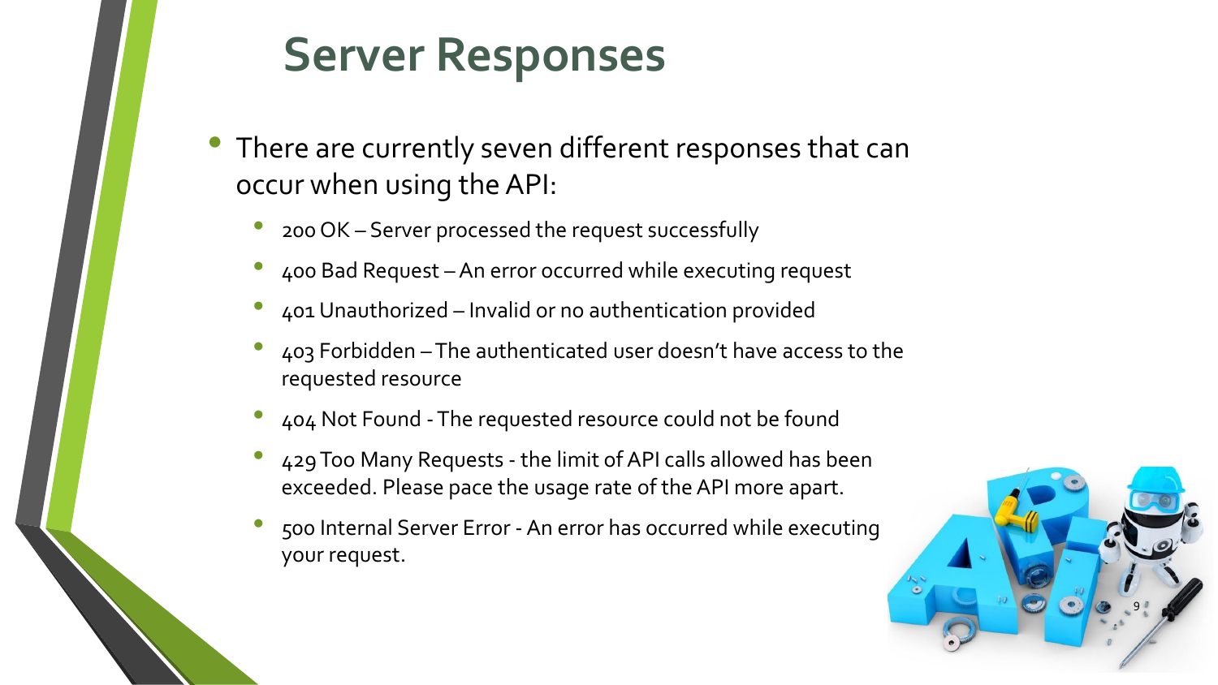# Server Responses

- There are currently seven different responses that can occur when using the API:
  - 200 OK – Server processed the request successfully
  - 400 Bad Request – An error occurred while executing request
  - 401 Unauthorized – Invalid or no authentication provided
  - 403 Forbidden – The authenticated user doesn't have access to the requested resource
  - 404 Not Found - The requested resource could not be found
  - 429 Too Many Requests - the limit of API calls allowed has been exceeded. Please pace the usage rate of the API more apart.
  - 500 Internal Server Error - An error has occurred while executing your request.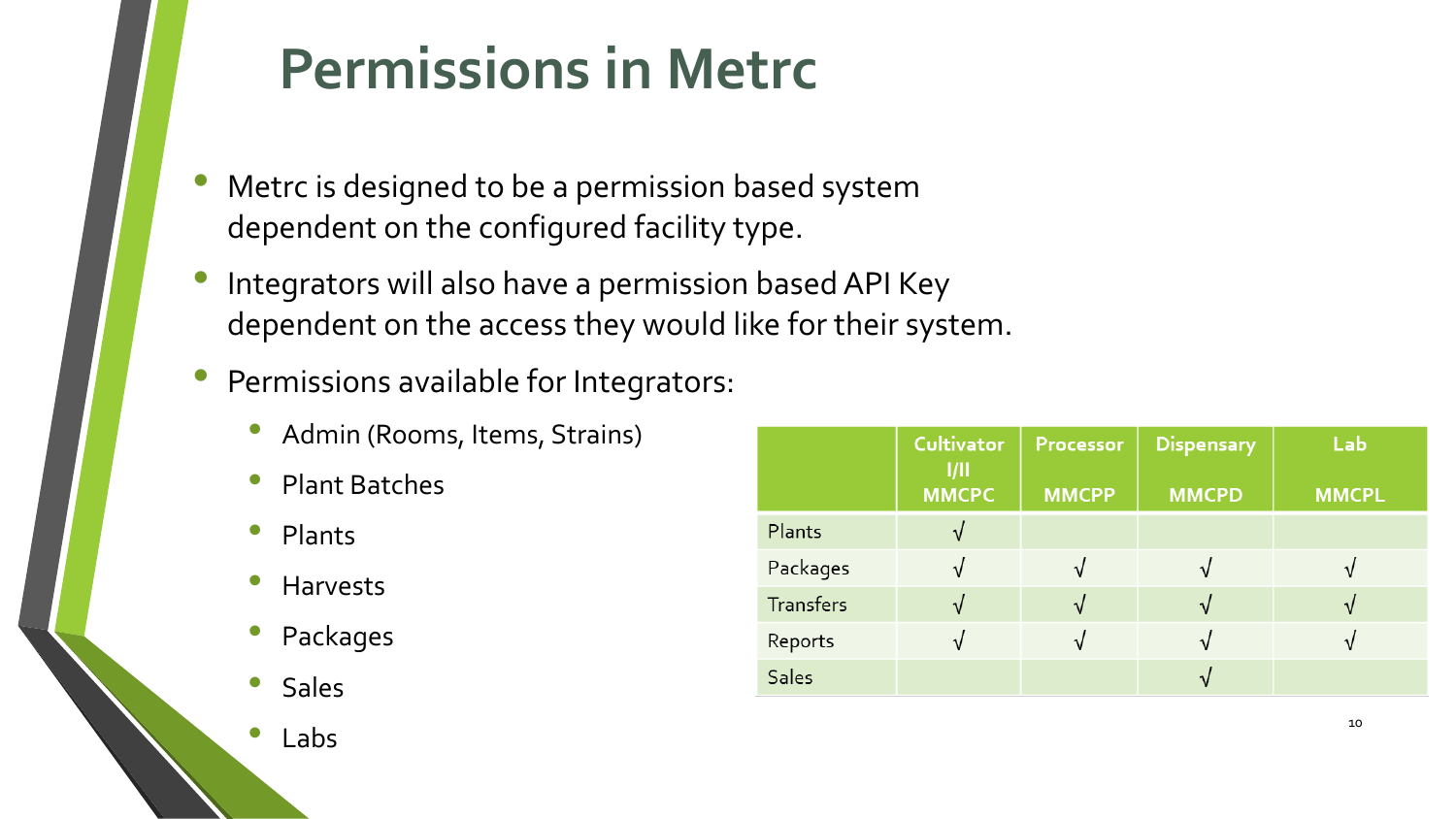# Permissions in Metrc

- Metrc is designed to be a permission based system dependent on the configured facility type.
- Integrators will also have a permission based API Key dependent on the access they would like for their system.
- Permissions available for Integrators:
  - Admin (Rooms, Items, Strains)
  - Plant Batches
  - Plants
  - Harvests
  - Packages
  - Sales
  - Labs

| | Cultivator I/II MMCPC | Processor MMCPP | Dispensary MMCPD | Lab MMCPL |
|---|---|---|---|---|
| Plants | √ | | | |
| Packages | √ | √ | √ | √ |
| Transfers | √ | √ | √ | √ |
| Reports | √ | √ | √ | √ |
| Sales | | | √ | |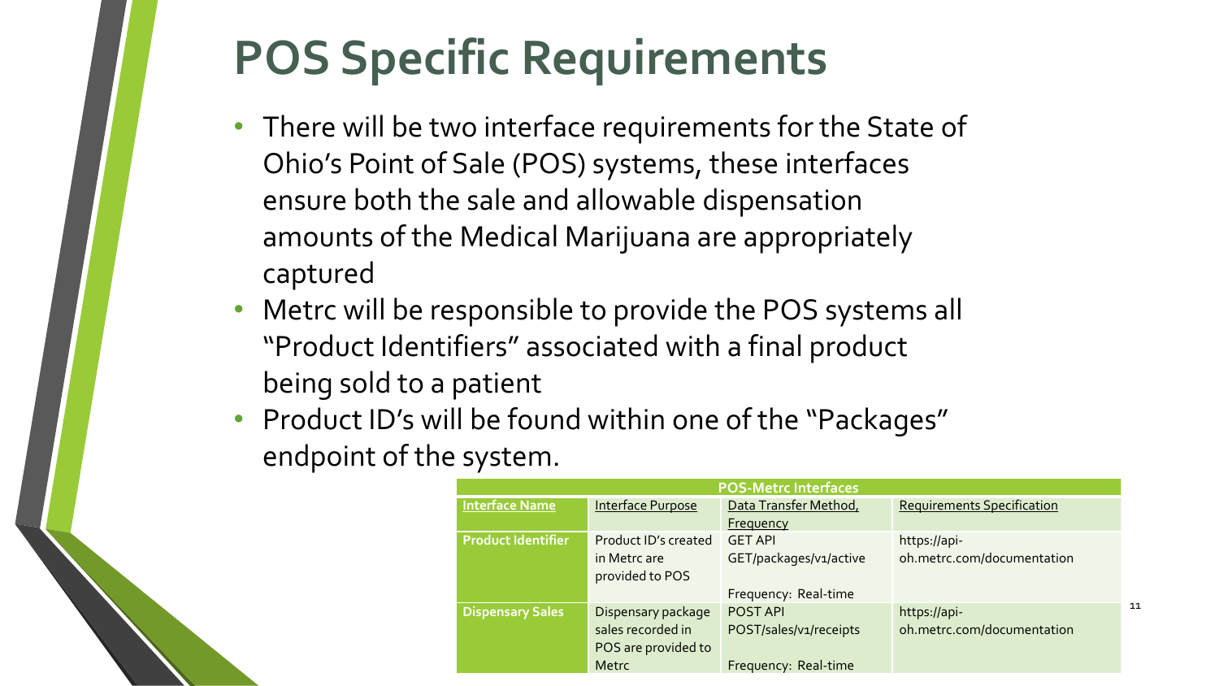# POS Specific Requirements

- There will be two interface requirements for the State of Ohio's Point of Sale (POS) systems, these interfaces ensure both the sale and allowable dispensation amounts of the Medical Marijuana are appropriately captured
- Metrc will be responsible to provide the POS systems all "Product Identifiers" associated with a final product being sold to a patient
- Product ID's will be found within one of the "Packages" endpoint of the system.

| POS-Metrc Interfaces | | | |
|---|---|---|---|
| **Interface Name** | Interface Purpose | Data Transfer Method, Frequency | Requirements Specification |
| **Product Identifier** | Product ID's created in Metrc are provided to POS | GET API<br>GET/packages/v1/active<br><br>Frequency: Real-time | https://api-oh.metrc.com/documentation |
| **Dispensary Sales** | Dispensary package sales recorded in POS are provided to Metrc | POST API<br>POST/sales/v1/receipts<br><br>Frequency: Real-time | https://api-oh.metrc.com/documentation |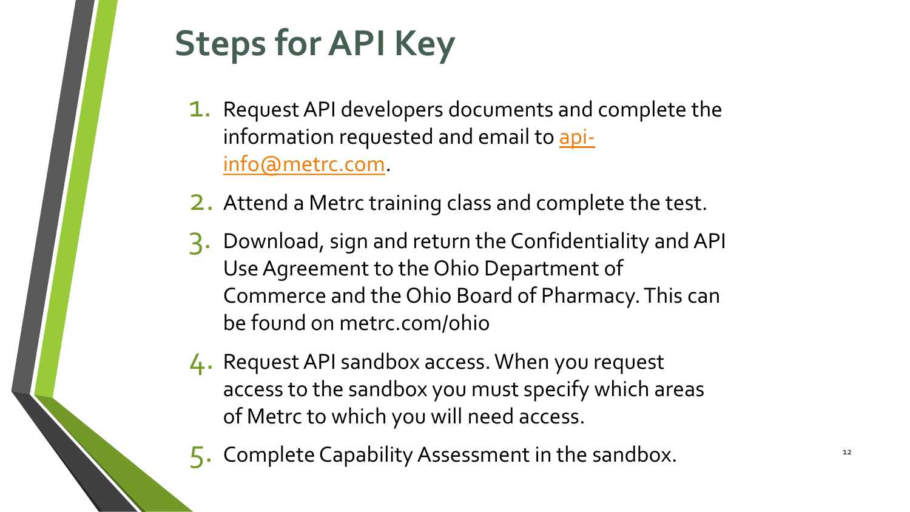# Steps for API Key

1. Request API developers documents and complete the information requested and email to [api-info@metrc.com](mailto:api-info@metrc.com).
2. Attend a Metrc training class and complete the test.
3. Download, sign and return the Confidentiality and API Use Agreement to the Ohio Department of Commerce and the Ohio Board of Pharmacy. This can be found on metrc.com/ohio
4. Request API sandbox access. When you request access to the sandbox you must specify which areas of Metrc to which you will need access.
5. Complete Capability Assessment in the sandbox.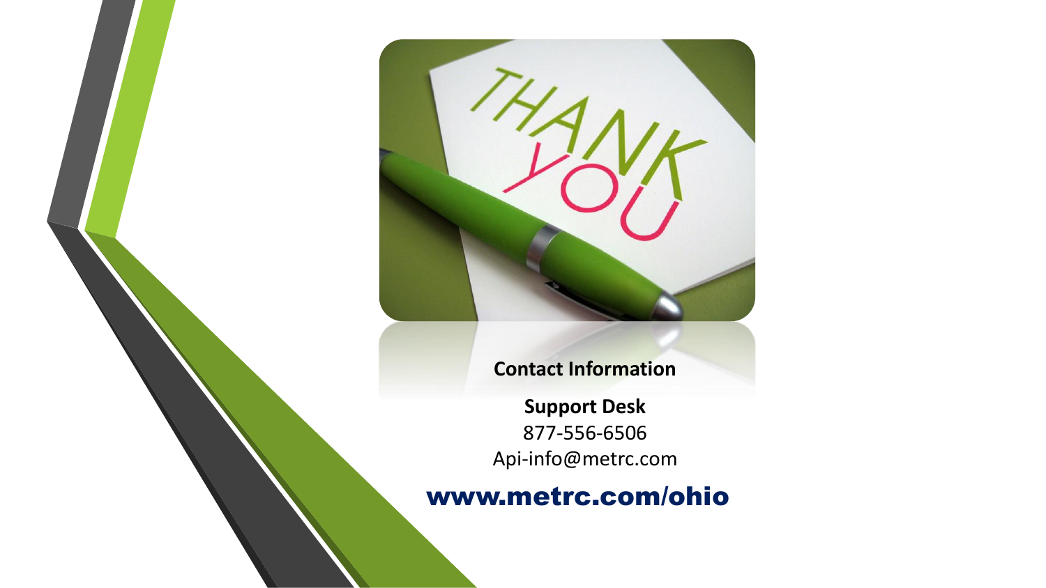**Contact Information**

**Support Desk**

877-556-6506

Api-info@metrc.com

**www.metrc.com/ohio**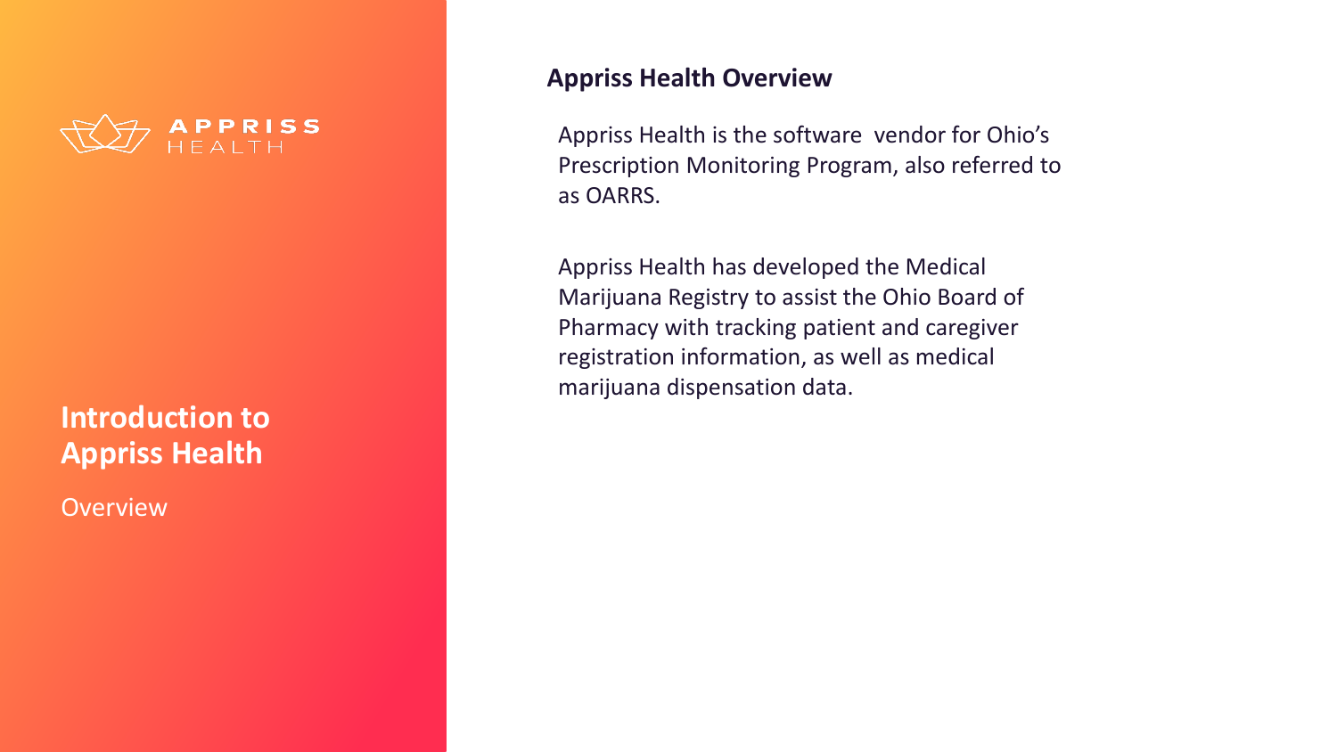APPRISS HEALTH

# Introduction to Appriss Health

Overview

## Appriss Health Overview

Appriss Health is the software vendor for Ohio's Prescription Monitoring Program, also referred to as OARRS.

Appriss Health has developed the Medical Marijuana Registry to assist the Ohio Board of Pharmacy with tracking patient and caregiver registration information, as well as medical marijuana dispensation data.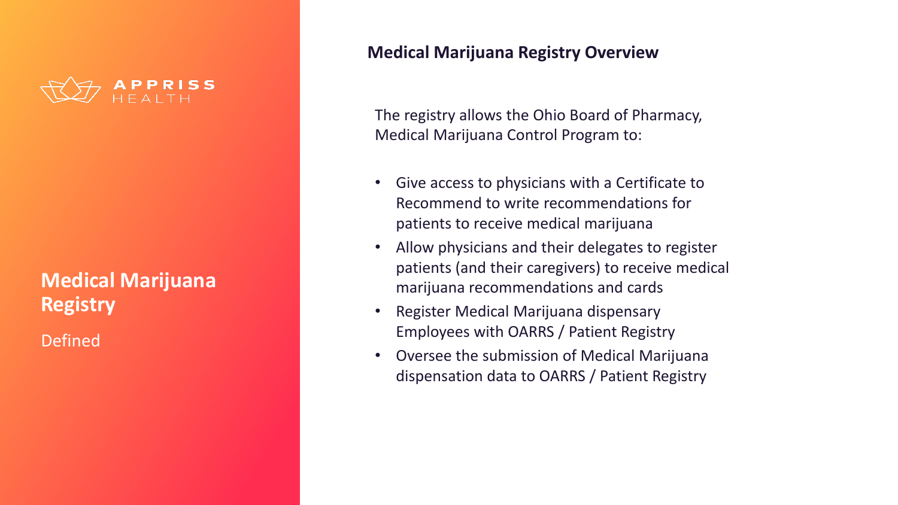APPRISS HEALTH

# Medical Marijuana Registry

Defined

## Medical Marijuana Registry Overview

The registry allows the Ohio Board of Pharmacy, Medical Marijuana Control Program to:

- Give access to physicians with a Certificate to Recommend to write recommendations for patients to receive medical marijuana
- Allow physicians and their delegates to register patients (and their caregivers) to receive medical marijuana recommendations and cards
- Register Medical Marijuana dispensary Employees with OARRS / Patient Registry
- Oversee the submission of Medical Marijuana dispensation data to OARRS / Patient Registry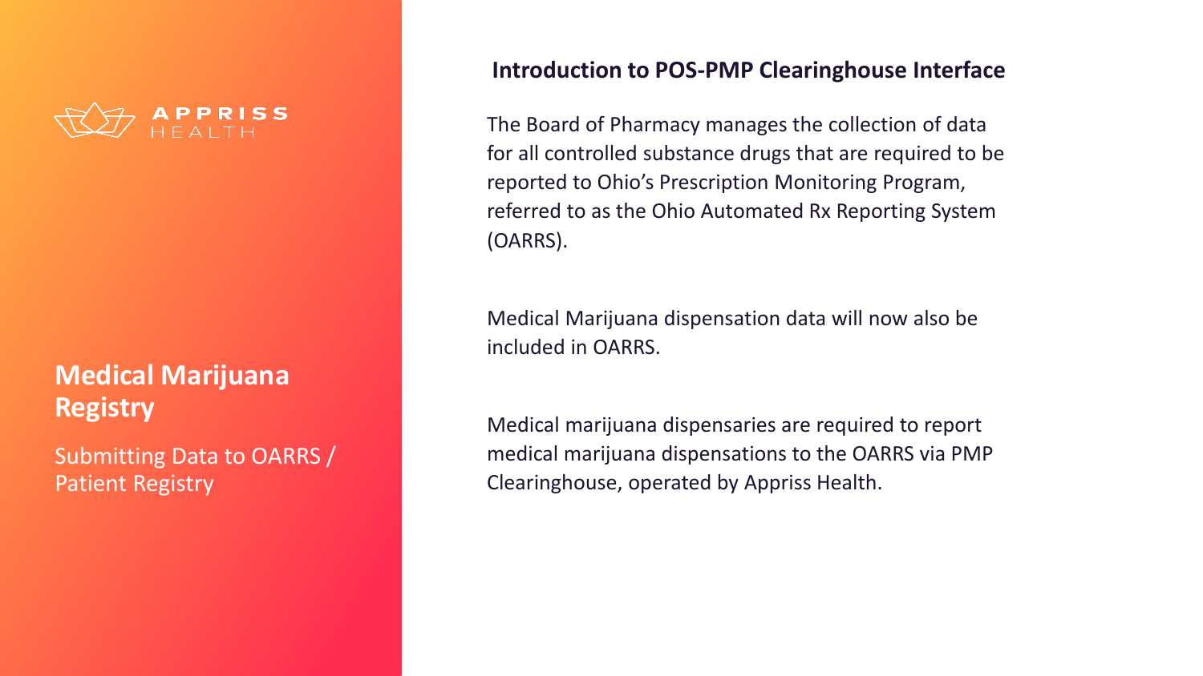APPRISS HEALTH

## Medical Marijuana Registry

Submitting Data to OARRS / Patient Registry

### Introduction to POS-PMP Clearinghouse Interface

The Board of Pharmacy manages the collection of data for all controlled substance drugs that are required to be reported to Ohio's Prescription Monitoring Program, referred to as the Ohio Automated Rx Reporting System (OARRS).

Medical Marijuana dispensation data will now also be included in OARRS.

Medical marijuana dispensaries are required to report medical marijuana dispensations to the OARRS via PMP Clearinghouse, operated by Appriss Health.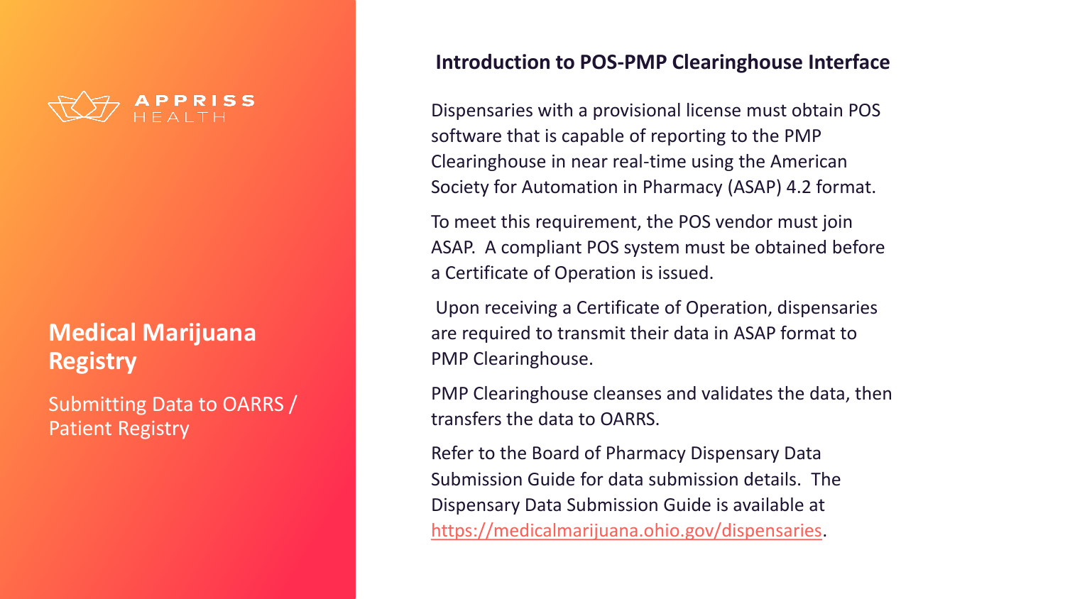APPRISS HEALTH

## Medical Marijuana Registry

Submitting Data to OARRS / Patient Registry

### Introduction to POS-PMP Clearinghouse Interface

Dispensaries with a provisional license must obtain POS software that is capable of reporting to the PMP Clearinghouse in near real-time using the American Society for Automation in Pharmacy (ASAP) 4.2 format.

To meet this requirement, the POS vendor must join ASAP. A compliant POS system must be obtained before a Certificate of Operation is issued.

Upon receiving a Certificate of Operation, dispensaries are required to transmit their data in ASAP format to PMP Clearinghouse.

PMP Clearinghouse cleanses and validates the data, then transfers the data to OARRS.

Refer to the Board of Pharmacy Dispensary Data Submission Guide for data submission details. The Dispensary Data Submission Guide is available at https://medicalmarijuana.ohio.gov/dispensaries.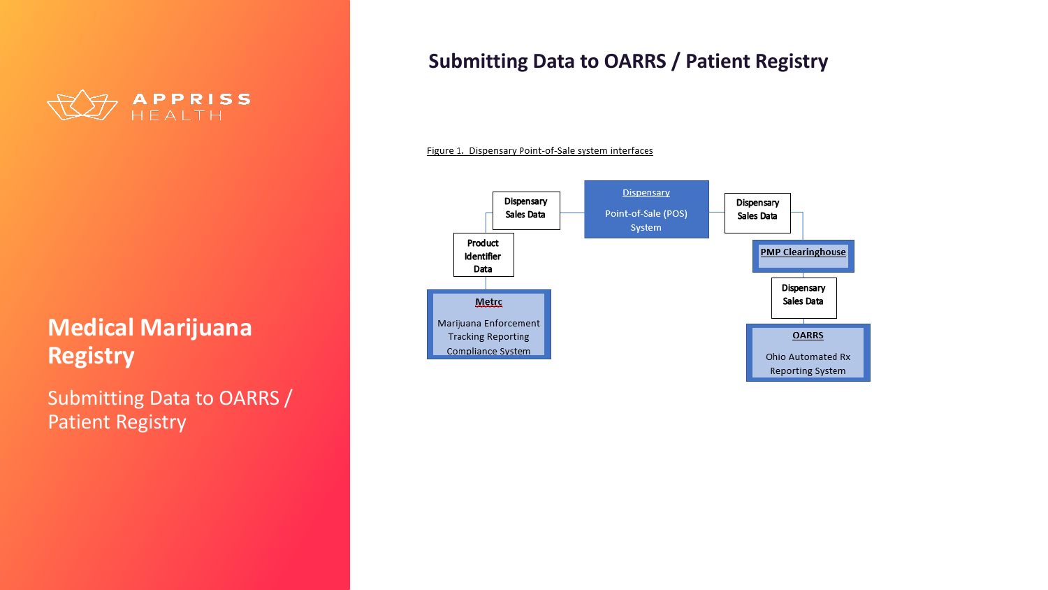APPRISS HEALTH

# Medical Marijuana Registry

Submitting Data to OARRS / Patient Registry

## Submitting Data to OARRS / Patient Registry

Figure 1. Dispensary Point-of-Sale system interfaces

Dispensary

Point-of-Sale (POS) System

Dispensary Sales Data

Product Identifier Data

Metrc

Marijuana Enforcement Tracking Reporting Compliance System

Dispensary Sales Data

PMP Clearinghouse

Dispensary Sales Data

OARRS

Ohio Automated Rx Reporting System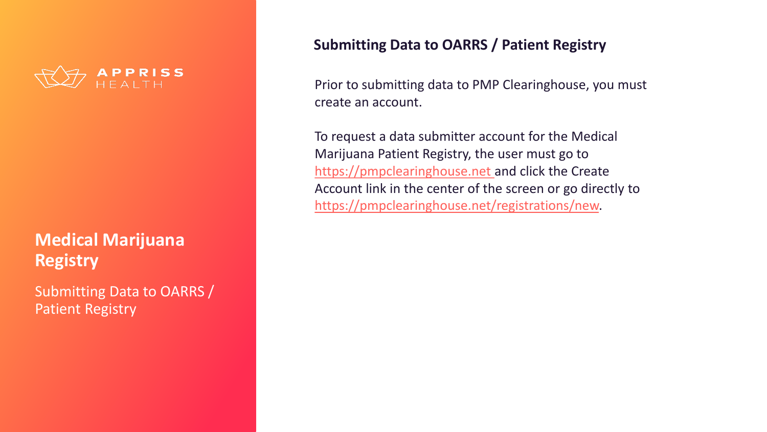APPRISS HEALTH

## Medical Marijuana Registry

Submitting Data to OARRS / Patient Registry

### Submitting Data to OARRS / Patient Registry

Prior to submitting data to PMP Clearinghouse, you must create an account.

To request a data submitter account for the Medical Marijuana Patient Registry, the user must go to https://pmpclearinghouse.net and click the Create Account link in the center of the screen or go directly to https://pmpclearinghouse.net/registrations/new.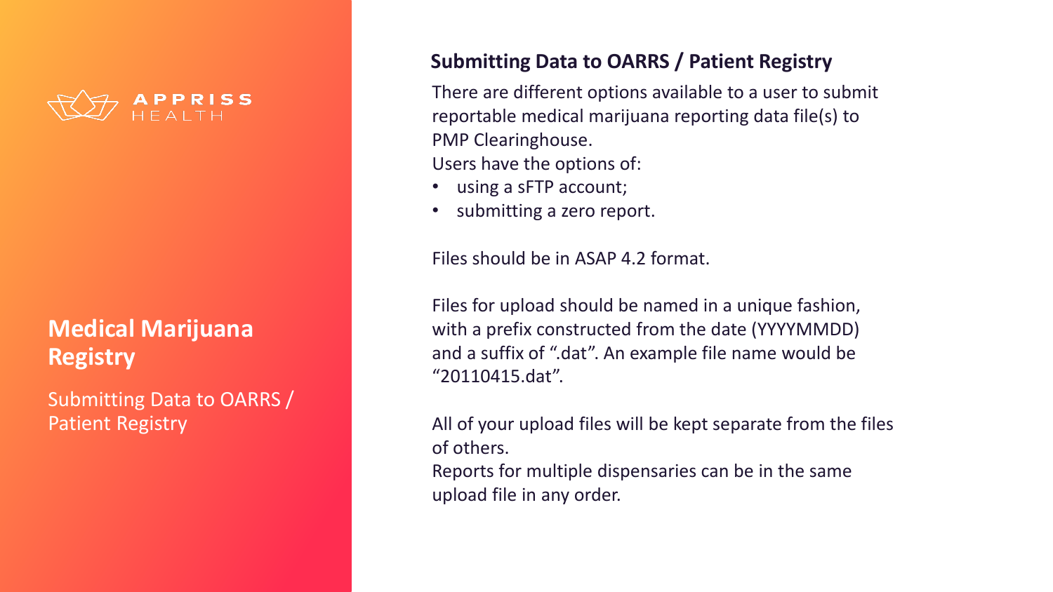APPRISS HEALTH

# Medical Marijuana Registry

Submitting Data to OARRS / Patient Registry

## Submitting Data to OARRS / Patient Registry

There are different options available to a user to submit reportable medical marijuana reporting data file(s) to PMP Clearinghouse.
Users have the options of:

- using a sFTP account;
- submitting a zero report.

Files should be in ASAP 4.2 format.

Files for upload should be named in a unique fashion, with a prefix constructed from the date (YYYYMMDD) and a suffix of ".dat". An example file name would be "20110415.dat".

All of your upload files will be kept separate from the files of others.
Reports for multiple dispensaries can be in the same upload file in any order.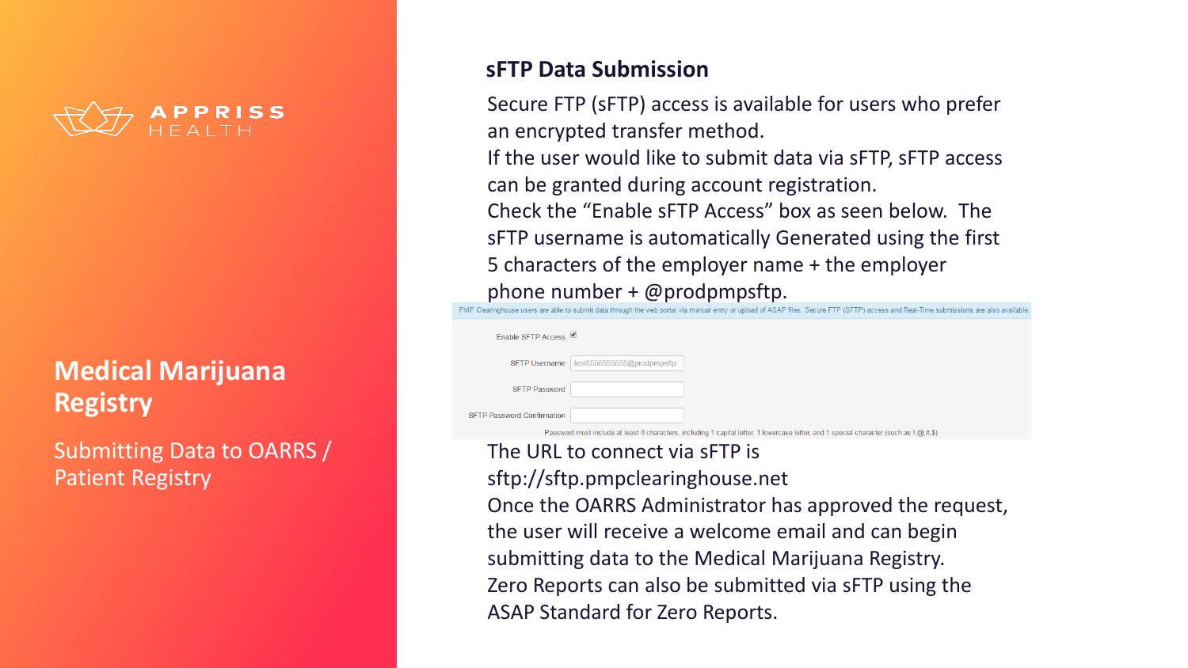APPRISS HEALTH

# Medical Marijuana Registry

Submitting Data to OARRS / Patient Registry

## sFTP Data Submission

Secure FTP (sFTP) access is available for users who prefer an encrypted transfer method.

If the user would like to submit data via sFTP, sFTP access can be granted during account registration.

Check the "Enable sFTP Access" box as seen below. The sFTP username is automatically Generated using the first 5 characters of the employer name + the employer phone number + @prodpmpsftp.

PMP Clearinghouse users are able to submit data through the web portal via manual entry or upload of ASAP files. Secure FTP (SFTP) access and Real-Time submissions are also available.

Enable SFTP Access ☑

SFTP Username: test5555555555@prodpmpsftp

SFTP Password

SFTP Password Confirmation

Password must include at least 8 characters, including 1 capital letter, 1 lowercase letter, and 1 special character (such as !,@,#,$)

The URL to connect via sFTP is sftp://sftp.pmpclearinghouse.net

Once the OARRS Administrator has approved the request, the user will receive a welcome email and can begin submitting data to the Medical Marijuana Registry.

Zero Reports can also be submitted via sFTP using the ASAP Standard for Zero Reports.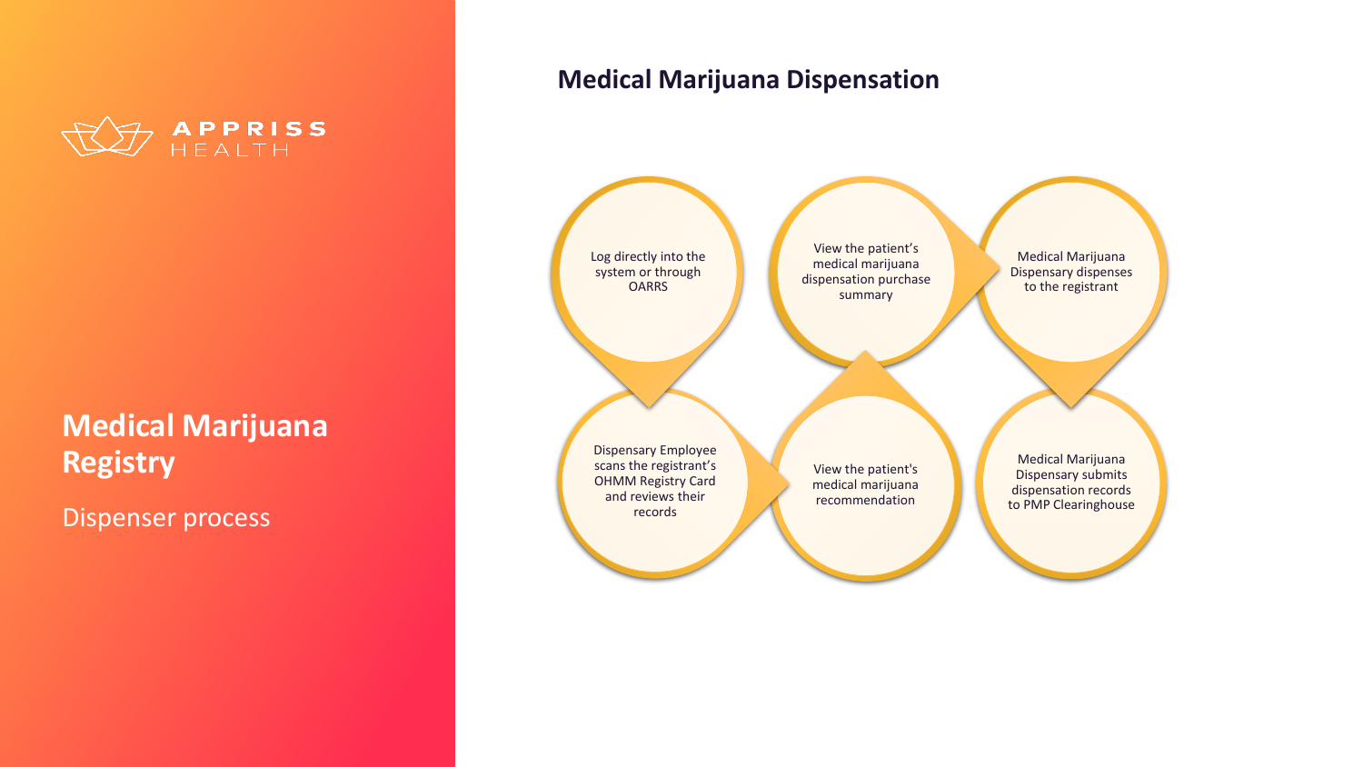APPRISS HEALTH

# Medical Marijuana Registry

Dispenser process

## Medical Marijuana Dispensation

Log directly into the system or through OARRS

Dispensary Employee scans the registrant's OHMM Registry Card and reviews their records

View the patient's medical marijuana recommendation

View the patient's medical marijuana dispensation purchase summary

Medical Marijuana Dispensary dispenses to the registrant

Medical Marijuana Dispensary submits dispensation records to PMP Clearinghouse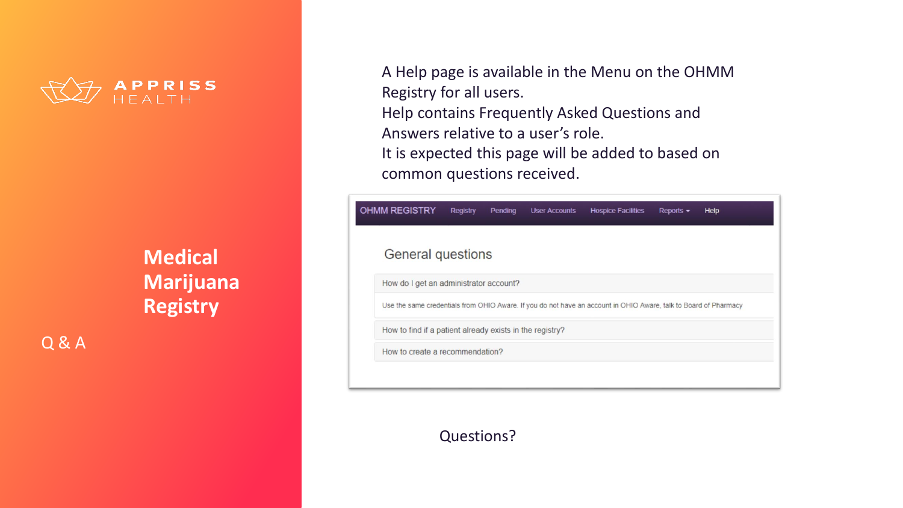APPRISS HEALTH

# Medical Marijuana Registry

Q & A

A Help page is available in the Menu on the OHMM Registry for all users.
Help contains Frequently Asked Questions and Answers relative to a user's role.
It is expected this page will be added to based on common questions received.

OHMM REGISTRY | Registry | Pending | User Accounts | Hospice Facilities | Reports | Help

General questions

How do I get an administrator account?

Use the same credentials from OHIO Aware. If you do not have an account in OHIO Aware, talk to Board of Pharmacy

How to find if a patient already exists in the registry?

How to create a recommendation?

Questions?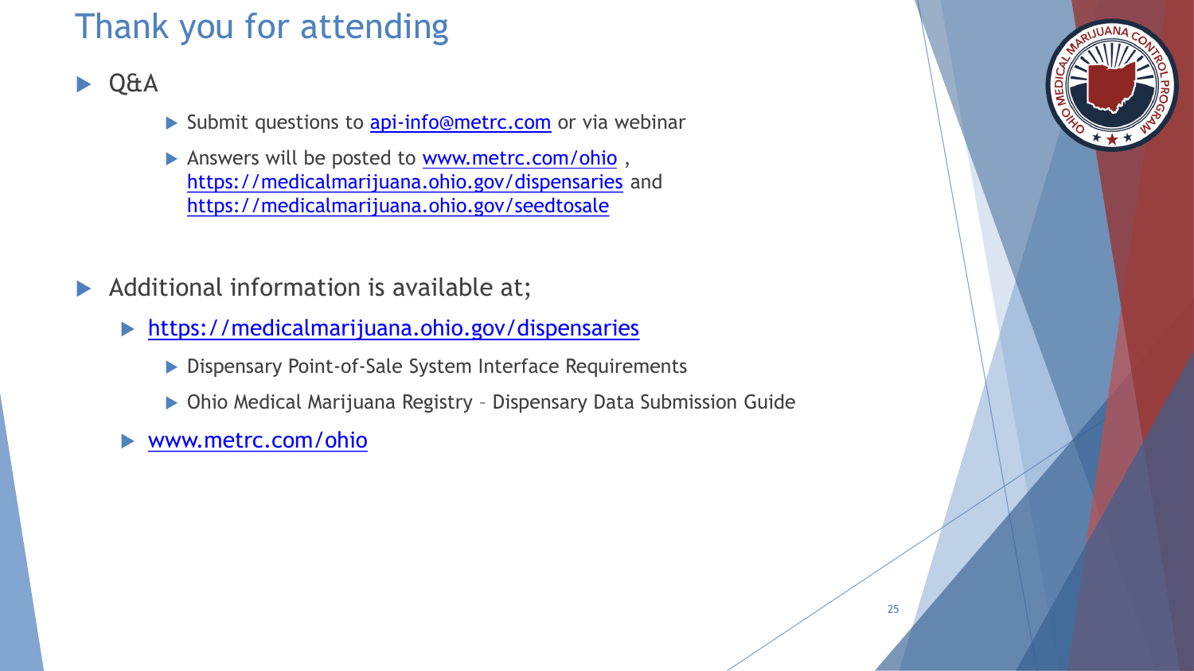# Thank you for attending

- Q&A
  - Submit questions to api-info@metrc.com or via webinar
  - Answers will be posted to www.metrc.com/ohio , https://medicalmarijuana.ohio.gov/dispensaries and https://medicalmarijuana.ohio.gov/seedtosale

- Additional information is available at;
  - https://medicalmarijuana.ohio.gov/dispensaries
    - Dispensary Point-of-Sale System Interface Requirements
    - Ohio Medical Marijuana Registry – Dispensary Data Submission Guide
  - www.metrc.com/ohio